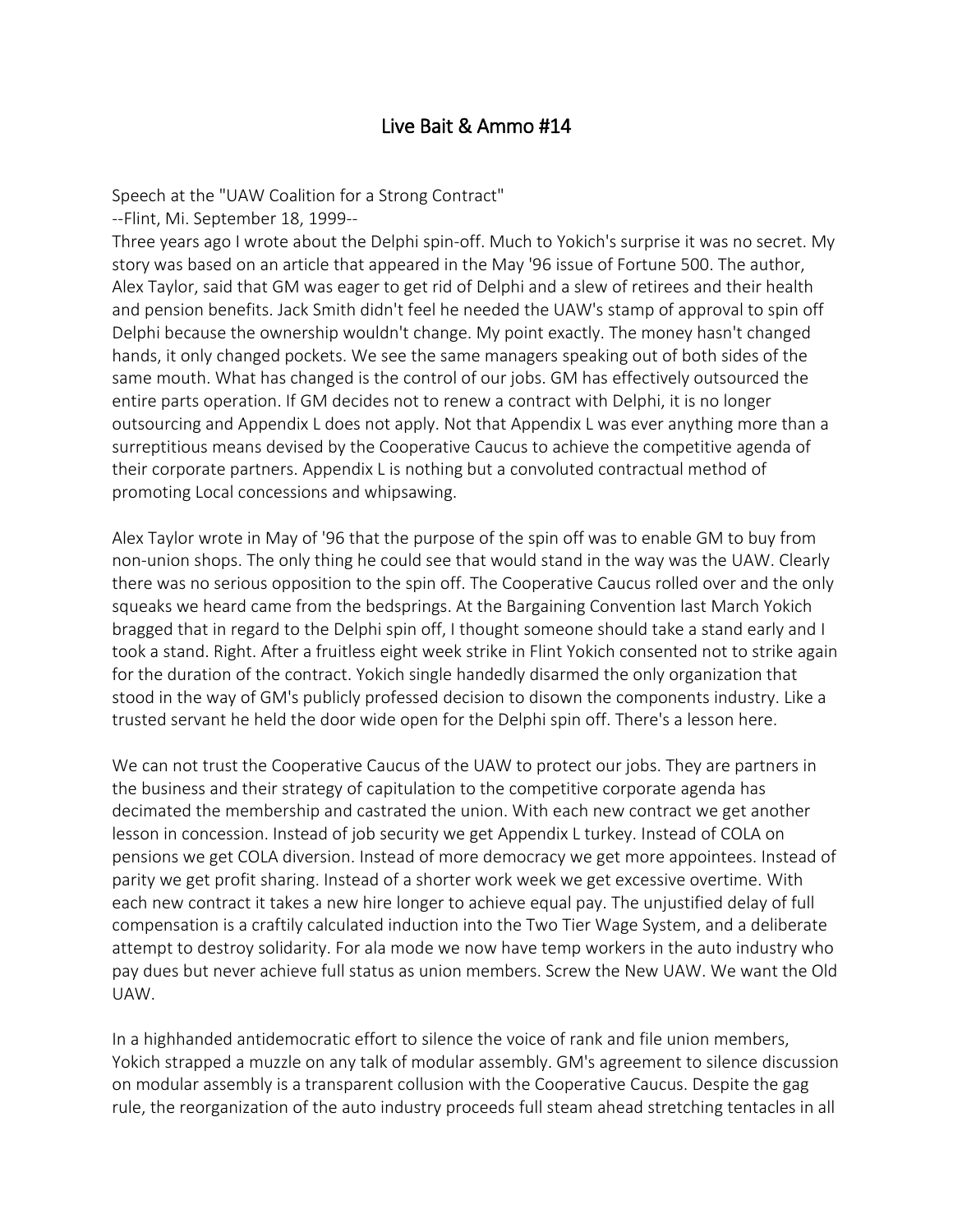# Live Bait & Ammo #14

Speech at the "UAW Coalition for a Strong Contract"
--Flint, Mi. September 18, 1999--
Three years ago I wrote about the Delphi spin-off. Much to Yokich's surprise it was no secret. My story was based on an article that appeared in the May '96 issue of Fortune 500. The author, Alex Taylor, said that GM was eager to get rid of Delphi and a slew of retirees and their health and pension benefits. Jack Smith didn't feel he needed the UAW's stamp of approval to spin off Delphi because the ownership wouldn't change. My point exactly. The money hasn't changed hands, it only changed pockets. We see the same managers speaking out of both sides of the same mouth. What has changed is the control of our jobs. GM has effectively outsourced the entire parts operation. If GM decides not to renew a contract with Delphi, it is no longer outsourcing and Appendix L does not apply. Not that Appendix L was ever anything more than a surreptitious means devised by the Cooperative Caucus to achieve the competitive agenda of their corporate partners. Appendix L is nothing but a convoluted contractual method of promoting Local concessions and whipsawing.

Alex Taylor wrote in May of '96 that the purpose of the spin off was to enable GM to buy from non-union shops. The only thing he could see that would stand in the way was the UAW. Clearly there was no serious opposition to the spin off. The Cooperative Caucus rolled over and the only squeaks we heard came from the bedsprings. At the Bargaining Convention last March Yokich bragged that in regard to the Delphi spin off, I thought someone should take a stand early and I took a stand. Right. After a fruitless eight week strike in Flint Yokich consented not to strike again for the duration of the contract. Yokich single handedly disarmed the only organization that stood in the way of GM's publicly professed decision to disown the components industry. Like a trusted servant he held the door wide open for the Delphi spin off. There's a lesson here.

We can not trust the Cooperative Caucus of the UAW to protect our jobs. They are partners in the business and their strategy of capitulation to the competitive corporate agenda has decimated the membership and castrated the union. With each new contract we get another lesson in concession. Instead of job security we get Appendix L turkey. Instead of COLA on pensions we get COLA diversion. Instead of more democracy we get more appointees. Instead of parity we get profit sharing. Instead of a shorter work week we get excessive overtime. With each new contract it takes a new hire longer to achieve equal pay. The unjustified delay of full compensation is a craftily calculated induction into the Two Tier Wage System, and a deliberate attempt to destroy solidarity. For ala mode we now have temp workers in the auto industry who pay dues but never achieve full status as union members. Screw the New UAW. We want the Old UAW.

In a highhanded antidemocratic effort to silence the voice of rank and file union members, Yokich strapped a muzzle on any talk of modular assembly. GM's agreement to silence discussion on modular assembly is a transparent collusion with the Cooperative Caucus. Despite the gag rule, the reorganization of the auto industry proceeds full steam ahead stretching tentacles in all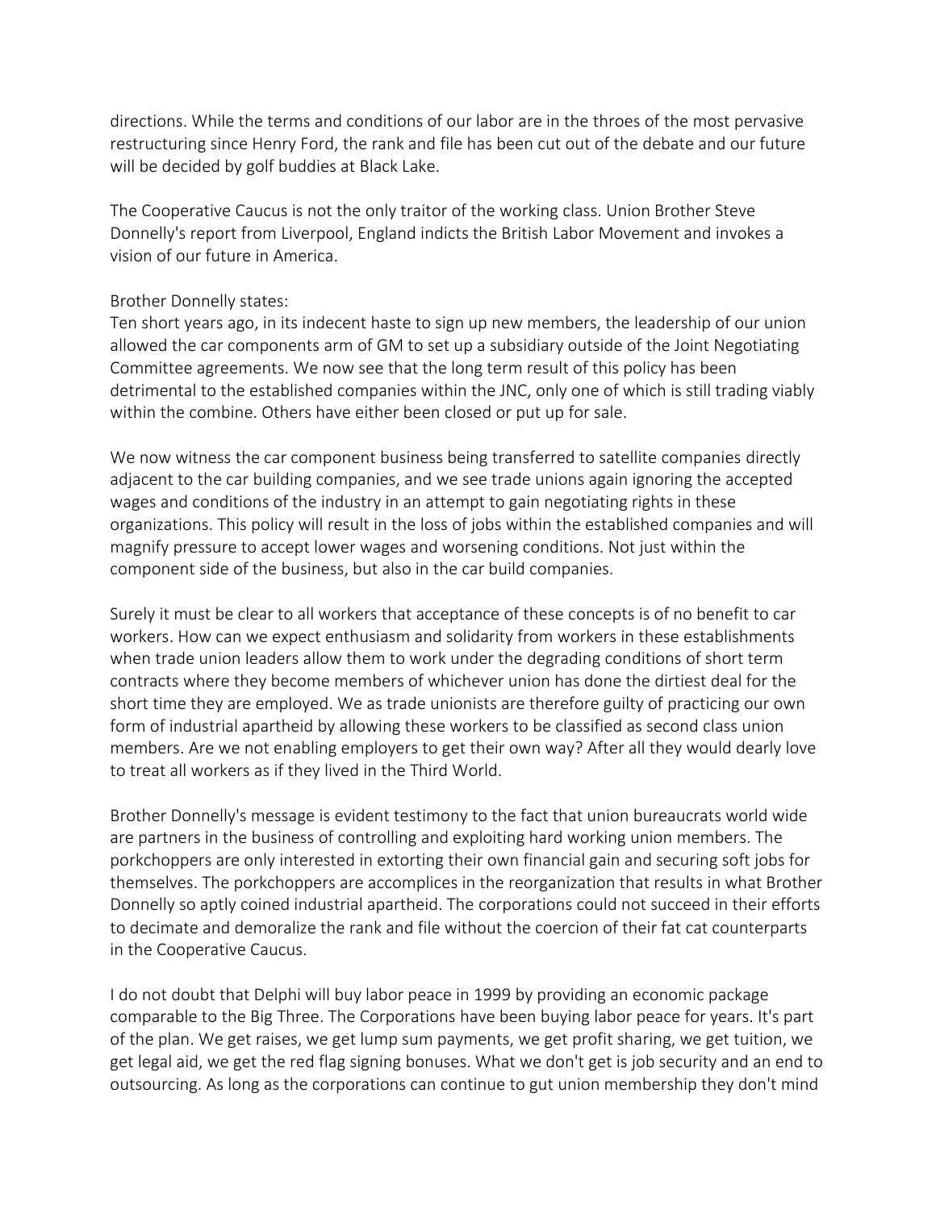directions. While the terms and conditions of our labor are in the throes of the most pervasive restructuring since Henry Ford, the rank and file has been cut out of the debate and our future will be decided by golf buddies at Black Lake.

The Cooperative Caucus is not the only traitor of the working class. Union Brother Steve Donnelly's report from Liverpool, England indicts the British Labor Movement and invokes a vision of our future in America.

Brother Donnelly states:
Ten short years ago, in its indecent haste to sign up new members, the leadership of our union allowed the car components arm of GM to set up a subsidiary outside of the Joint Negotiating Committee agreements. We now see that the long term result of this policy has been detrimental to the established companies within the JNC, only one of which is still trading viably within the combine. Others have either been closed or put up for sale.

We now witness the car component business being transferred to satellite companies directly adjacent to the car building companies, and we see trade unions again ignoring the accepted wages and conditions of the industry in an attempt to gain negotiating rights in these organizations. This policy will result in the loss of jobs within the established companies and will magnify pressure to accept lower wages and worsening conditions. Not just within the component side of the business, but also in the car build companies.

Surely it must be clear to all workers that acceptance of these concepts is of no benefit to car workers. How can we expect enthusiasm and solidarity from workers in these establishments when trade union leaders allow them to work under the degrading conditions of short term contracts where they become members of whichever union has done the dirtiest deal for the short time they are employed. We as trade unionists are therefore guilty of practicing our own form of industrial apartheid by allowing these workers to be classified as second class union members. Are we not enabling employers to get their own way? After all they would dearly love to treat all workers as if they lived in the Third World.

Brother Donnelly's message is evident testimony to the fact that union bureaucrats world wide are partners in the business of controlling and exploiting hard working union members. The porkchoppers are only interested in extorting their own financial gain and securing soft jobs for themselves. The porkchoppers are accomplices in the reorganization that results in what Brother Donnelly so aptly coined industrial apartheid. The corporations could not succeed in their efforts to decimate and demoralize the rank and file without the coercion of their fat cat counterparts in the Cooperative Caucus.

I do not doubt that Delphi will buy labor peace in 1999 by providing an economic package comparable to the Big Three. The Corporations have been buying labor peace for years. It's part of the plan. We get raises, we get lump sum payments, we get profit sharing, we get tuition, we get legal aid, we get the red flag signing bonuses. What we don't get is job security and an end to outsourcing. As long as the corporations can continue to gut union membership they don't mind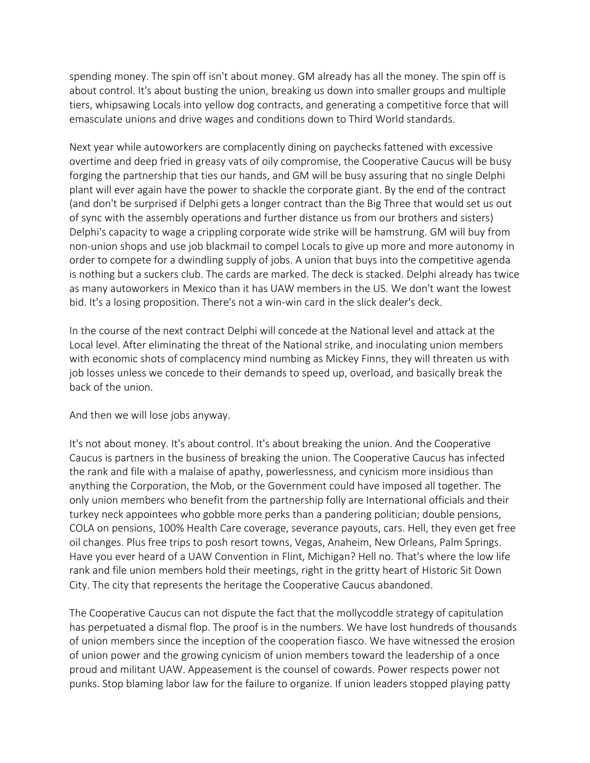spending money. The spin off isn't about money. GM already has all the money. The spin off is about control. It's about busting the union, breaking us down into smaller groups and multiple tiers, whipsawing Locals into yellow dog contracts, and generating a competitive force that will emasculate unions and drive wages and conditions down to Third World standards.

Next year while autoworkers are complacently dining on paychecks fattened with excessive overtime and deep fried in greasy vats of oily compromise, the Cooperative Caucus will be busy forging the partnership that ties our hands, and GM will be busy assuring that no single Delphi plant will ever again have the power to shackle the corporate giant. By the end of the contract (and don't be surprised if Delphi gets a longer contract than the Big Three that would set us out of sync with the assembly operations and further distance us from our brothers and sisters) Delphi's capacity to wage a crippling corporate wide strike will be hamstrung. GM will buy from non-union shops and use job blackmail to compel Locals to give up more and more autonomy in order to compete for a dwindling supply of jobs. A union that buys into the competitive agenda is nothing but a suckers club. The cards are marked. The deck is stacked. Delphi already has twice as many autoworkers in Mexico than it has UAW members in the US. We don't want the lowest bid. It's a losing proposition. There's not a win-win card in the slick dealer's deck.

In the course of the next contract Delphi will concede at the National level and attack at the Local level. After eliminating the threat of the National strike, and inoculating union members with economic shots of complacency mind numbing as Mickey Finns, they will threaten us with job losses unless we concede to their demands to speed up, overload, and basically break the back of the union.

And then we will lose jobs anyway.

It's not about money. It's about control. It's about breaking the union. And the Cooperative Caucus is partners in the business of breaking the union. The Cooperative Caucus has infected the rank and file with a malaise of apathy, powerlessness, and cynicism more insidious than anything the Corporation, the Mob, or the Government could have imposed all together. The only union members who benefit from the partnership folly are International officials and their turkey neck appointees who gobble more perks than a pandering politician; double pensions, COLA on pensions, 100% Health Care coverage, severance payouts, cars. Hell, they even get free oil changes. Plus free trips to posh resort towns, Vegas, Anaheim, New Orleans, Palm Springs. Have you ever heard of a UAW Convention in Flint, Michigan? Hell no. That's where the low life rank and file union members hold their meetings, right in the gritty heart of Historic Sit Down City. The city that represents the heritage the Cooperative Caucus abandoned.

The Cooperative Caucus can not dispute the fact that the mollycoddle strategy of capitulation has perpetuated a dismal flop. The proof is in the numbers. We have lost hundreds of thousands of union members since the inception of the cooperation fiasco. We have witnessed the erosion of union power and the growing cynicism of union members toward the leadership of a once proud and militant UAW. Appeasement is the counsel of cowards. Power respects power not punks. Stop blaming labor law for the failure to organize. If union leaders stopped playing patty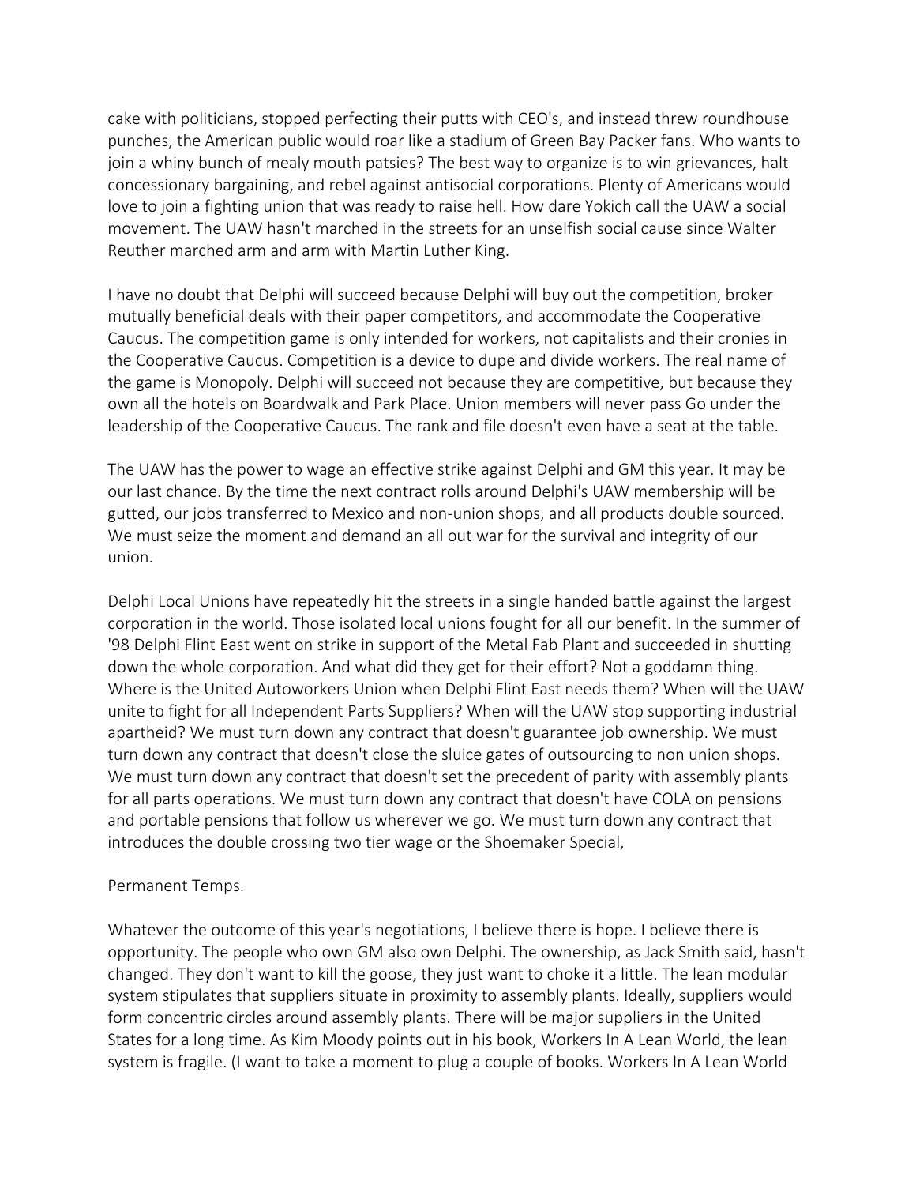cake with politicians, stopped perfecting their putts with CEO's, and instead threw roundhouse punches, the American public would roar like a stadium of Green Bay Packer fans. Who wants to join a whiny bunch of mealy mouth patsies? The best way to organize is to win grievances, halt concessionary bargaining, and rebel against antisocial corporations. Plenty of Americans would love to join a fighting union that was ready to raise hell. How dare Yokich call the UAW a social movement. The UAW hasn't marched in the streets for an unselfish social cause since Walter Reuther marched arm and arm with Martin Luther King.

I have no doubt that Delphi will succeed because Delphi will buy out the competition, broker mutually beneficial deals with their paper competitors, and accommodate the Cooperative Caucus. The competition game is only intended for workers, not capitalists and their cronies in the Cooperative Caucus. Competition is a device to dupe and divide workers. The real name of the game is Monopoly. Delphi will succeed not because they are competitive, but because they own all the hotels on Boardwalk and Park Place. Union members will never pass Go under the leadership of the Cooperative Caucus. The rank and file doesn't even have a seat at the table.

The UAW has the power to wage an effective strike against Delphi and GM this year. It may be our last chance. By the time the next contract rolls around Delphi's UAW membership will be gutted, our jobs transferred to Mexico and non-union shops, and all products double sourced. We must seize the moment and demand an all out war for the survival and integrity of our union.

Delphi Local Unions have repeatedly hit the streets in a single handed battle against the largest corporation in the world. Those isolated local unions fought for all our benefit. In the summer of '98 Delphi Flint East went on strike in support of the Metal Fab Plant and succeeded in shutting down the whole corporation. And what did they get for their effort? Not a goddamn thing. Where is the United Autoworkers Union when Delphi Flint East needs them? When will the UAW unite to fight for all Independent Parts Suppliers? When will the UAW stop supporting industrial apartheid? We must turn down any contract that doesn't guarantee job ownership. We must turn down any contract that doesn't close the sluice gates of outsourcing to non union shops. We must turn down any contract that doesn't set the precedent of parity with assembly plants for all parts operations. We must turn down any contract that doesn't have COLA on pensions and portable pensions that follow us wherever we go. We must turn down any contract that introduces the double crossing two tier wage or the Shoemaker Special,

Permanent Temps.

Whatever the outcome of this year's negotiations, I believe there is hope. I believe there is opportunity. The people who own GM also own Delphi. The ownership, as Jack Smith said, hasn't changed. They don't want to kill the goose, they just want to choke it a little. The lean modular system stipulates that suppliers situate in proximity to assembly plants. Ideally, suppliers would form concentric circles around assembly plants. There will be major suppliers in the United States for a long time. As Kim Moody points out in his book, Workers In A Lean World, the lean system is fragile. (I want to take a moment to plug a couple of books. Workers In A Lean World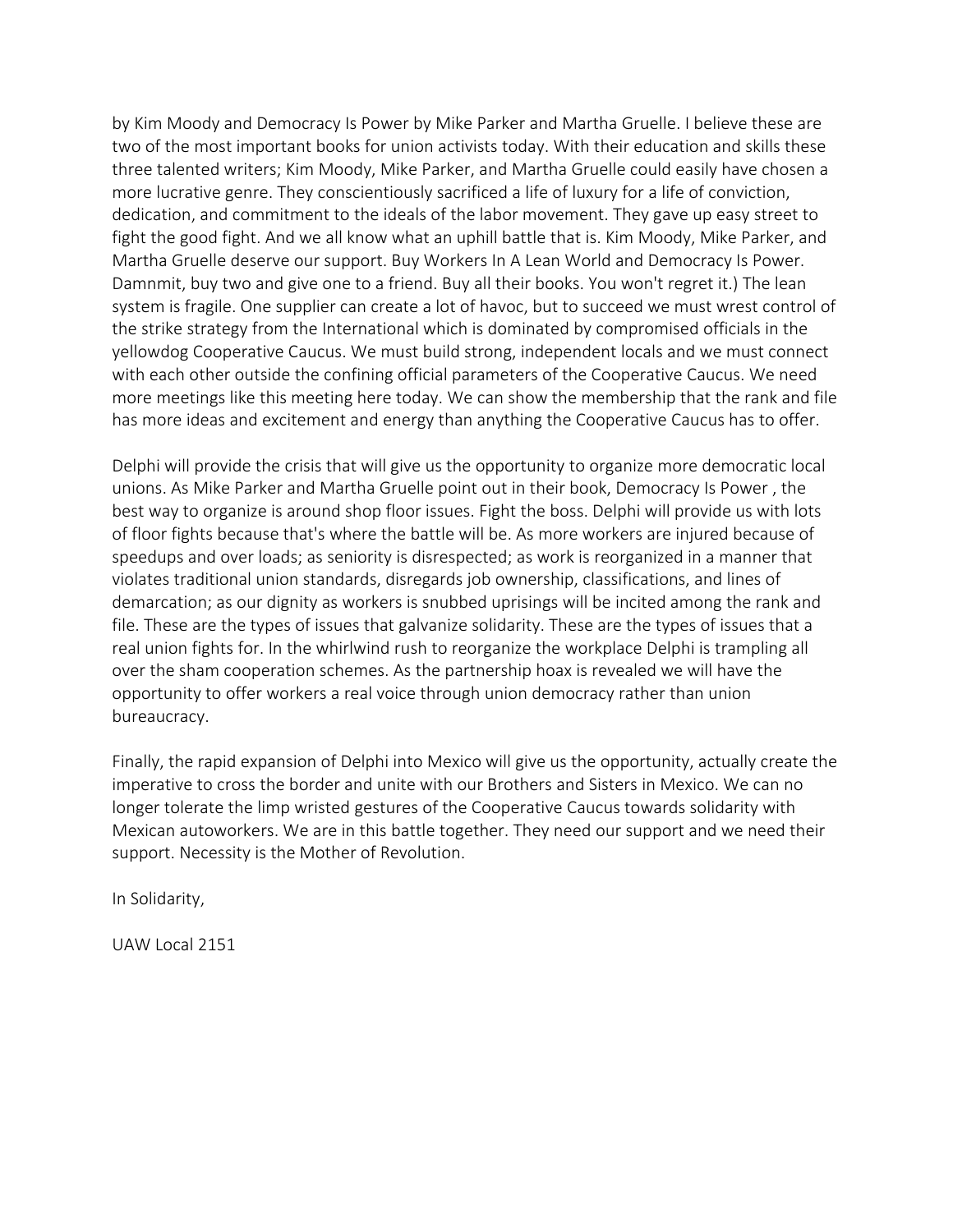by Kim Moody and Democracy Is Power by Mike Parker and Martha Gruelle. I believe these are two of the most important books for union activists today. With their education and skills these three talented writers; Kim Moody, Mike Parker, and Martha Gruelle could easily have chosen a more lucrative genre. They conscientiously sacrificed a life of luxury for a life of conviction, dedication, and commitment to the ideals of the labor movement. They gave up easy street to fight the good fight. And we all know what an uphill battle that is. Kim Moody, Mike Parker, and Martha Gruelle deserve our support. Buy Workers In A Lean World and Democracy Is Power. Damnmit, buy two and give one to a friend. Buy all their books. You won't regret it.) The lean system is fragile. One supplier can create a lot of havoc, but to succeed we must wrest control of the strike strategy from the International which is dominated by compromised officials in the yellowdog Cooperative Caucus. We must build strong, independent locals and we must connect with each other outside the confining official parameters of the Cooperative Caucus. We need more meetings like this meeting here today. We can show the membership that the rank and file has more ideas and excitement and energy than anything the Cooperative Caucus has to offer.

Delphi will provide the crisis that will give us the opportunity to organize more democratic local unions. As Mike Parker and Martha Gruelle point out in their book, Democracy Is Power , the best way to organize is around shop floor issues. Fight the boss. Delphi will provide us with lots of floor fights because that's where the battle will be. As more workers are injured because of speedups and over loads; as seniority is disrespected; as work is reorganized in a manner that violates traditional union standards, disregards job ownership, classifications, and lines of demarcation; as our dignity as workers is snubbed uprisings will be incited among the rank and file. These are the types of issues that galvanize solidarity. These are the types of issues that a real union fights for. In the whirlwind rush to reorganize the workplace Delphi is trampling all over the sham cooperation schemes. As the partnership hoax is revealed we will have the opportunity to offer workers a real voice through union democracy rather than union bureaucracy.

Finally, the rapid expansion of Delphi into Mexico will give us the opportunity, actually create the imperative to cross the border and unite with our Brothers and Sisters in Mexico. We can no longer tolerate the limp wristed gestures of the Cooperative Caucus towards solidarity with Mexican autoworkers. We are in this battle together. They need our support and we need their support. Necessity is the Mother of Revolution.

In Solidarity,

UAW Local 2151